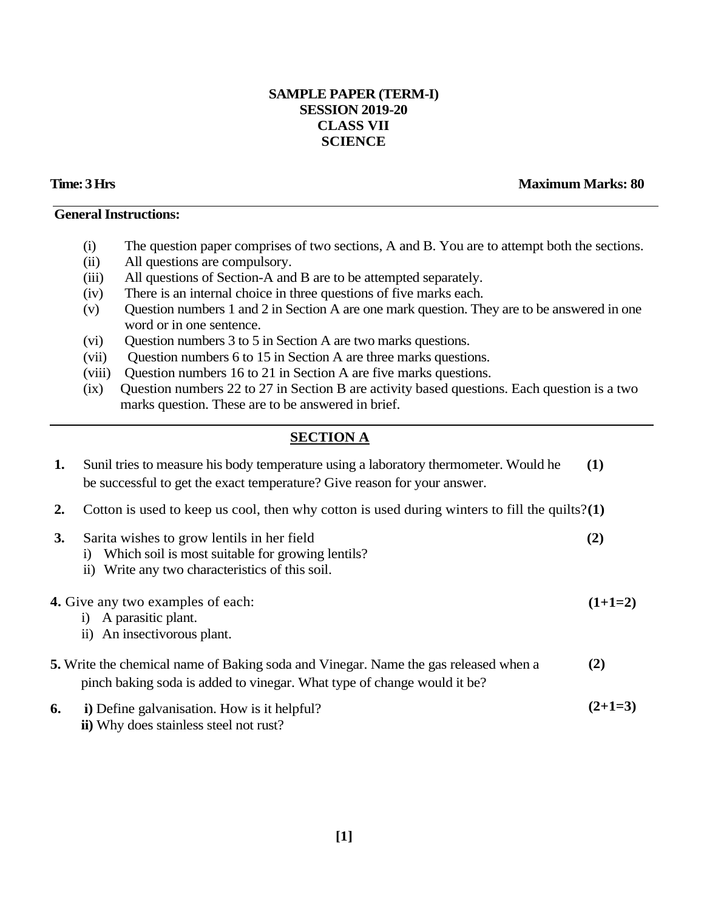# SAMPLE PAPER (TERM-I)
## SESSION 2019-20
## CLASS VII
## SCIENCE

**Time: 3 Hrs** **Maximum Marks: 80**

---

**General Instructions:**

(i) The question paper comprises of two sections, A and B. You are to attempt both the sections.
(ii) All questions are compulsory.
(iii) All questions of Section-A and B are to be attempted separately.
(iv) There is an internal choice in three questions of five marks each.
(v) Question numbers 1 and 2 in Section A are one mark question. They are to be answered in one word or in one sentence.
(vi) Question numbers 3 to 5 in Section A are two marks questions.
(vii) Question numbers 6 to 15 in Section A are three marks questions.
(viii) Question numbers 16 to 21 in Section A are five marks questions.
(ix) Question numbers 22 to 27 in Section B are activity based questions. Each question is a two marks question. These are to be answered in brief.

---

## SECTION A

**1.** Sunil tries to measure his body temperature using a laboratory thermometer. Would he be successful to get the exact temperature? Give reason for your answer. **(1)**

**2.** Cotton is used to keep us cool, then why cotton is used during winters to fill the quilts? **(1)**

**3.** Sarita wishes to grow lentils in her field **(2)**
i) Which soil is most suitable for growing lentils?
ii) Write any two characteristics of this soil.

**4.** Give any two examples of each: **(1+1=2)**
i) A parasitic plant.
ii) An insectivorous plant.

**5.** Write the chemical name of Baking soda and Vinegar. Name the gas released when a pinch baking soda is added to vinegar. What type of change would it be? **(2)**

**6.** **i)** Define galvanisation. How is it helpful? **(2+1=3)**
**ii)** Why does stainless steel not rust?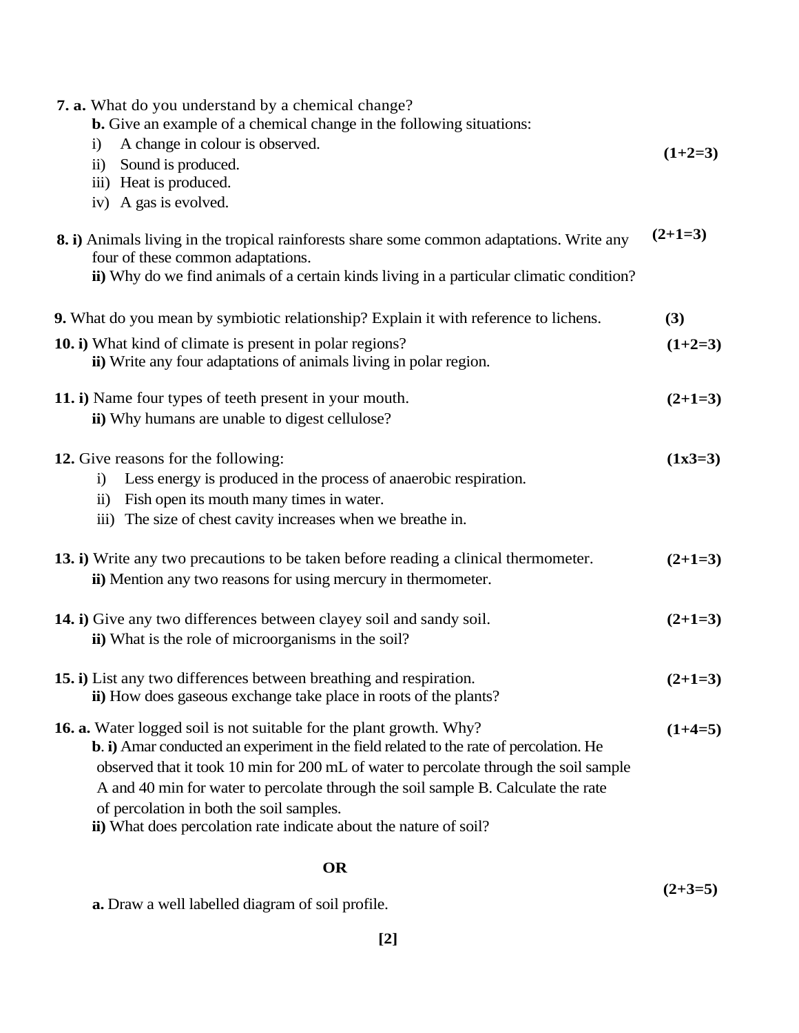**7. a.** What do you understand by a chemical change? **(1+2=3)**

**b.** Give an example of a chemical change in the following situations:

i) A change in colour is observed.
ii) Sound is produced.
iii) Heat is produced.
iv) A gas is evolved.

**8. i)** Animals living in the tropical rainforests share some common adaptations. Write any four of these common adaptations. **(2+1=3)**

**ii)** Why do we find animals of a certain kinds living in a particular climatic condition?

**9.** What do you mean by symbiotic relationship? Explain it with reference to lichens. **(3)**

**10. i)** What kind of climate is present in polar regions? **(1+2=3)**

**ii)** Write any four adaptations of animals living in polar region.

**11. i)** Name four types of teeth present in your mouth. **(2+1=3)**

**ii)** Why humans are unable to digest cellulose?

**12.** Give reasons for the following: **(1x3=3)**

i) Less energy is produced in the process of anaerobic respiration.
ii) Fish open its mouth many times in water.
iii) The size of chest cavity increases when we breathe in.

**13. i)** Write any two precautions to be taken before reading a clinical thermometer. **(2+1=3)**

**ii)** Mention any two reasons for using mercury in thermometer.

**14. i)** Give any two differences between clayey soil and sandy soil. **(2+1=3)**

**ii)** What is the role of microorganisms in the soil?

**15. i)** List any two differences between breathing and respiration. **(2+1=3)**

**ii)** How does gaseous exchange take place in roots of the plants?

**16. a.** Water logged soil is not suitable for the plant growth. Why? **(1+4=5)**

**b. i)** Amar conducted an experiment in the field related to the rate of percolation. He observed that it took 10 min for 200 mL of water to percolate through the soil sample A and 40 min for water to percolate through the soil sample B. Calculate the rate of percolation in both the soil samples.

**ii)** What does percolation rate indicate about the nature of soil?

**OR**

**(2+3=5)**

**a.** Draw a well labelled diagram of soil profile.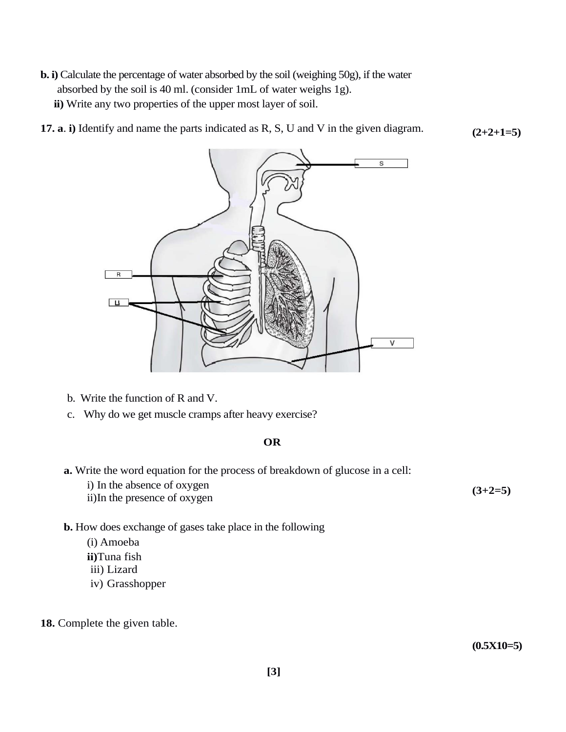**b. i)** Calculate the percentage of water absorbed by the soil (weighing 50g), if the water absorbed by the soil is 40 ml. (consider 1mL of water weighs 1g).

**ii)** Write any two properties of the upper most layer of soil.

**17. a**. **i)** Identify and name the parts indicated as R, S, U and V in the given diagram. **(2+2+1=5)**

b. Write the function of R and V.

c. Why do we get muscle cramps after heavy exercise?

**OR**

**a.** Write the word equation for the process of breakdown of glucose in a cell: **(3+2=5)**

i) In the absence of oxygen

ii)In the presence of oxygen

**b.** How does exchange of gases take place in the following

(i) Amoeba

**ii)**Tuna fish

iii) Lizard

iv) Grasshopper

**18.** Complete the given table.

**(0.5X10=5)**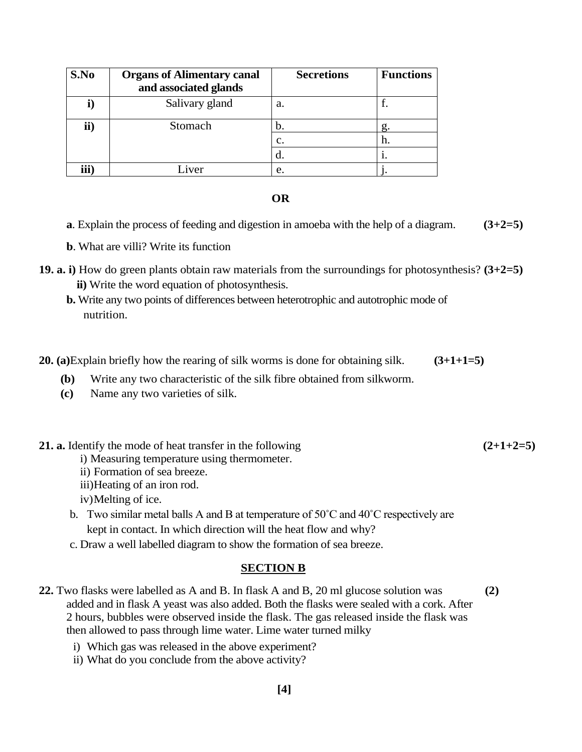| S.No | Organs of Alimentary canal and associated glands | Secretions | Functions |
|---|---|---|---|
| **i)** | Salivary gland | a. | f. |
| **ii)** | Stomach | b. | g. |
| | | c. | h. |
| | | d. | i. |
| **iii)** | Liver | e. | j. |

**OR**

**a**. Explain the process of feeding and digestion in amoeba with the help of a diagram. **(3+2=5)**

**b**. What are villi? Write its function

**19. a. i)** How do green plants obtain raw materials from the surroundings for photosynthesis? **(3+2=5)**

**ii)** Write the word equation of photosynthesis.

**b.** Write any two points of differences between heterotrophic and autotrophic mode of nutrition.

**20. (a)** Explain briefly how the rearing of silk worms is done for obtaining silk. **(3+1+1=5)**

**(b)** Write any two characteristic of the silk fibre obtained from silkworm.

**(c)** Name any two varieties of silk.

**21. a.** Identify the mode of heat transfer in the following **(2+1+2=5)**

i) Measuring temperature using thermometer.

ii) Formation of sea breeze.

iii) Heating of an iron rod.

iv) Melting of ice.

b. Two similar metal balls A and B at temperature of 50˚C and 40˚C respectively are kept in contact. In which direction will the heat flow and why?

c. Draw a well labelled diagram to show the formation of sea breeze.

## SECTION B

**22.** Two flasks were labelled as A and B. In flask A and B, 20 ml glucose solution was added and in flask A yeast was also added. Both the flasks were sealed with a cork. After 2 hours, bubbles were observed inside the flask. The gas released inside the flask was then allowed to pass through lime water. Lime water turned milky **(2)**

i) Which gas was released in the above experiment?

ii) What do you conclude from the above activity?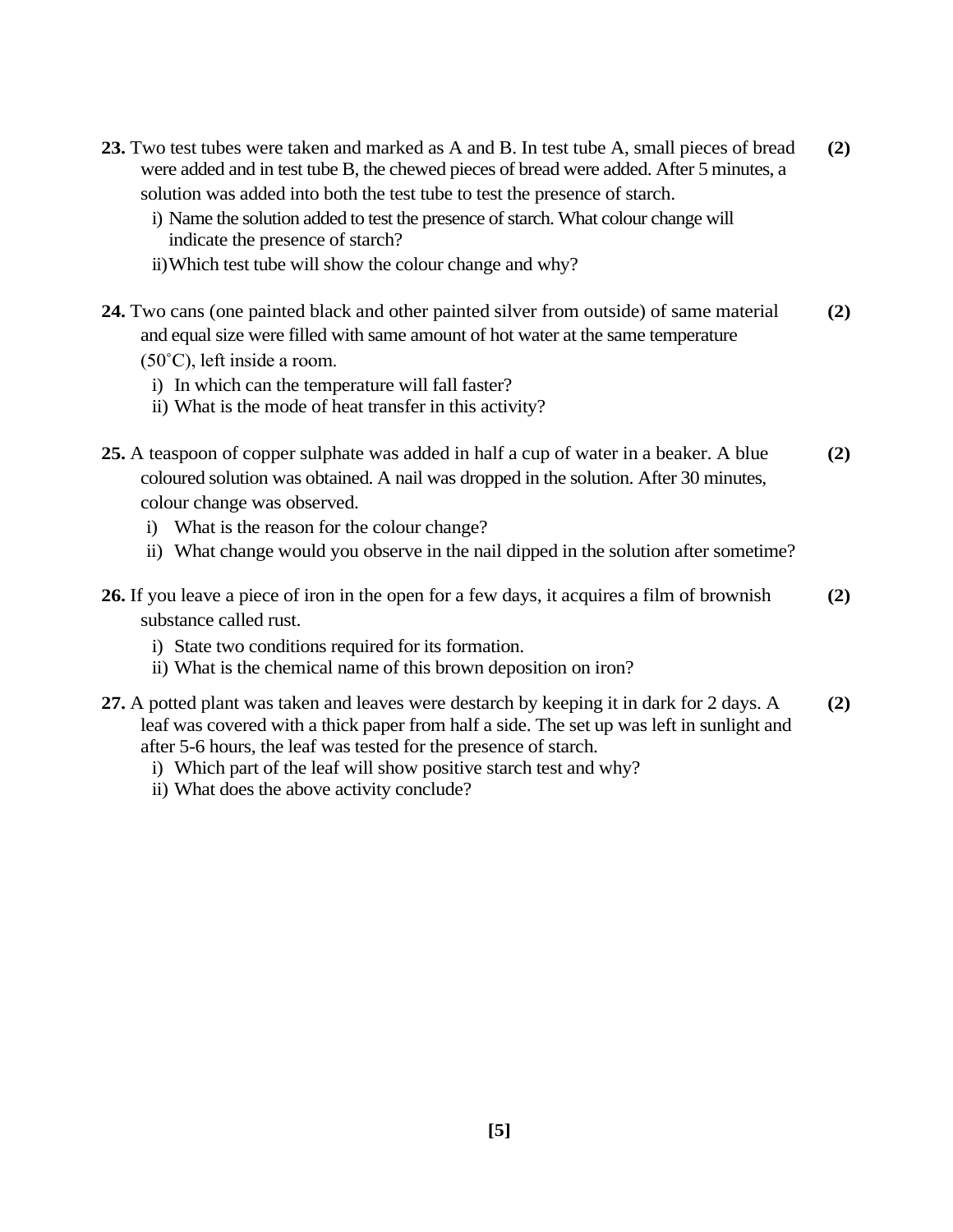**23.** Two test tubes were taken and marked as A and B. In test tube A, small pieces of bread were added and in test tube B, the chewed pieces of bread were added. After 5 minutes, a solution was added into both the test tube to test the presence of starch. **(2)**

i) Name the solution added to test the presence of starch. What colour change will indicate the presence of starch?

ii) Which test tube will show the colour change and why?

**24.** Two cans (one painted black and other painted silver from outside) of same material and equal size were filled with same amount of hot water at the same temperature (50˚C), left inside a room. **(2)**

i) In which can the temperature will fall faster?

ii) What is the mode of heat transfer in this activity?

**25.** A teaspoon of copper sulphate was added in half a cup of water in a beaker. A blue coloured solution was obtained. A nail was dropped in the solution. After 30 minutes, colour change was observed. **(2)**

i) What is the reason for the colour change?

ii) What change would you observe in the nail dipped in the solution after sometime?

**26.** If you leave a piece of iron in the open for a few days, it acquires a film of brownish substance called rust. **(2)**

i) State two conditions required for its formation.

ii) What is the chemical name of this brown deposition on iron?

**27.** A potted plant was taken and leaves were destarch by keeping it in dark for 2 days. A leaf was covered with a thick paper from half a side. The set up was left in sunlight and after 5-6 hours, the leaf was tested for the presence of starch. **(2)**

i) Which part of the leaf will show positive starch test and why?

ii) What does the above activity conclude?